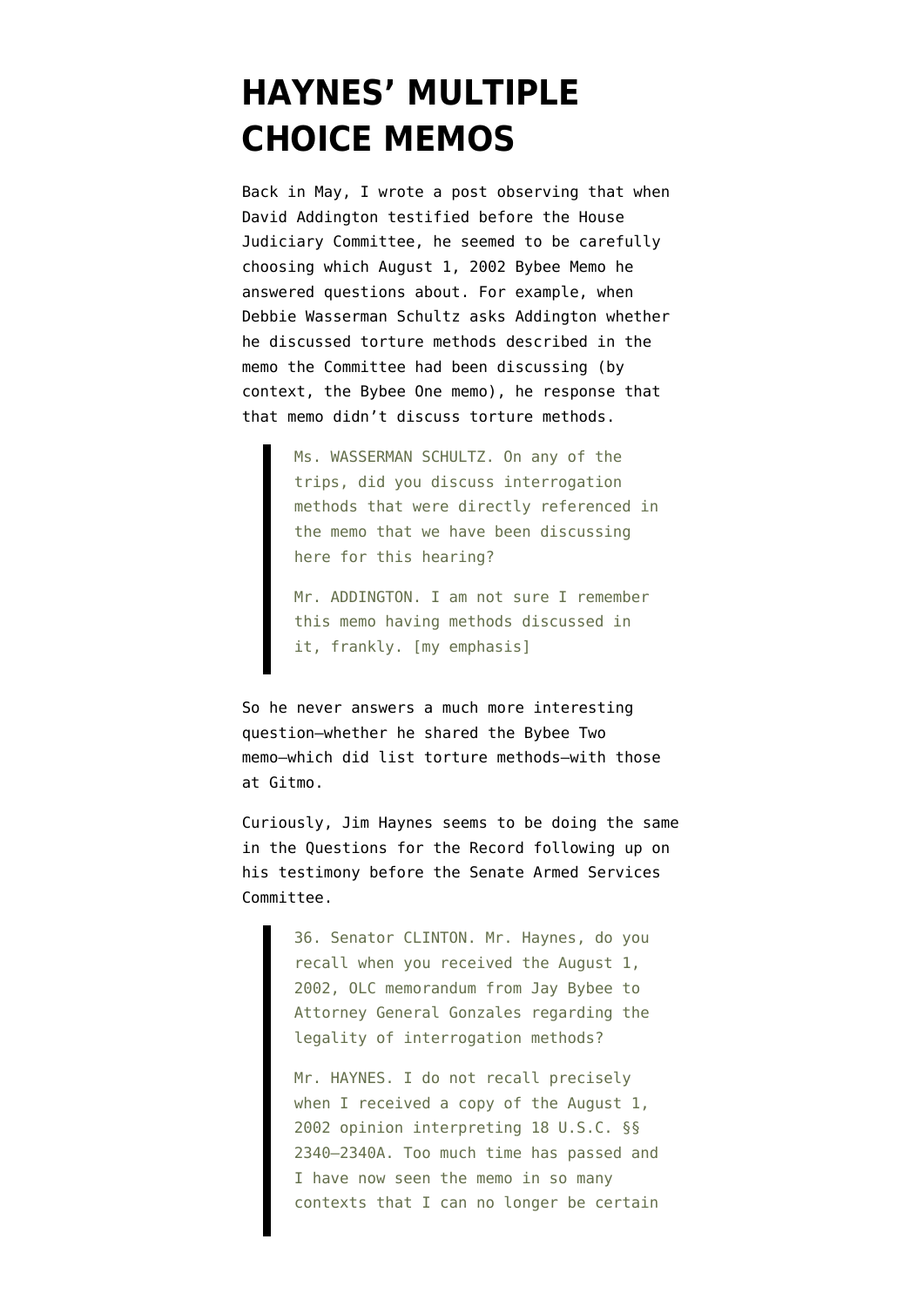# HAYNES' MULTIPLE CHOICE MEMOS

Back in May, I wrote a post observing that when David Addington testified before the House Judiciary Committee, he seemed to be carefully choosing which August 1, 2002 Bybee Memo he answered questions about. For example, when Debbie Wasserman Schultz asks Addington whether he discussed torture methods described in the memo the Committee had been discussing (by context, the Bybee One memo), he response that that memo didn't discuss torture methods.

> Ms. WASSERMAN SCHULTZ. On any of the trips, did you discuss interrogation methods that were directly referenced in the memo that we have been discussing here for this hearing?
>
> Mr. ADDINGTON. I am not sure I remember this memo having methods discussed in it, frankly. [my emphasis]

So he never answers a much more interesting question–whether he shared the Bybee Two memo–which did list torture methods–with those at Gitmo.

Curiously, Jim Haynes seems to be doing the same in the Questions for the Record following up on his testimony before the Senate Armed Services Committee.

> 36. Senator CLINTON. Mr. Haynes, do you recall when you received the August 1, 2002, OLC memorandum from Jay Bybee to Attorney General Gonzales regarding the legality of interrogation methods?
>
> Mr. HAYNES. I do not recall precisely when I received a copy of the August 1, 2002 opinion interpreting 18 U.S.C. §§ 2340–2340A. Too much time has passed and I have now seen the memo in so many contexts that I can no longer be certain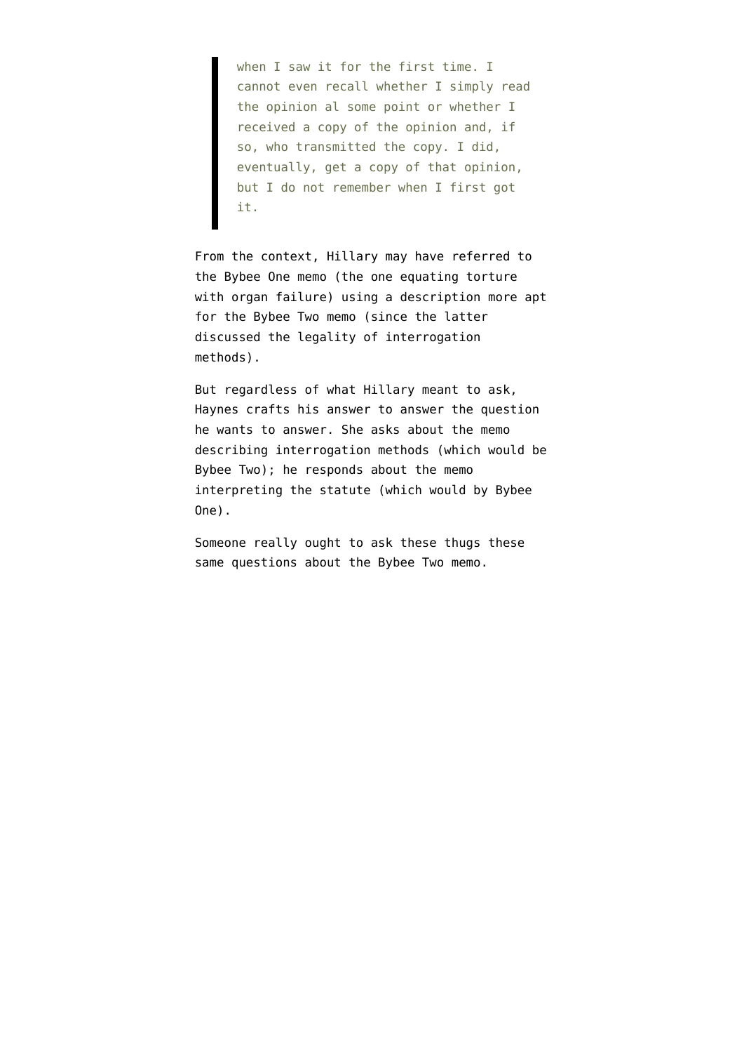> when I saw it for the first time. I cannot even recall whether I simply read the opinion al some point or whether I received a copy of the opinion and, if so, who transmitted the copy. I did, eventually, get a copy of that opinion, but I do not remember when I first got it.

From the context, Hillary may have referred to the Bybee One memo (the one equating torture with organ failure) using a description more apt for the Bybee Two memo (since the latter discussed the legality of interrogation methods).

But regardless of what Hillary meant to ask, Haynes crafts his answer to answer the question he wants to answer. She asks about the memo describing interrogation methods (which would be Bybee Two); he responds about the memo interpreting the statute (which would by Bybee One).

Someone really ought to ask these thugs these same questions about the Bybee Two memo.